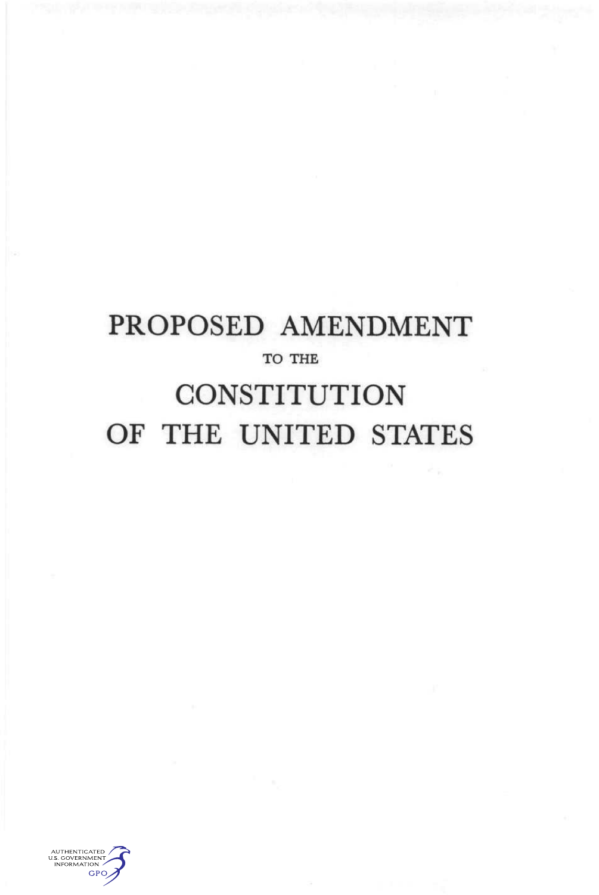# PROPOSED AMENDMENT

TO THE

# CONSTITUTION OF THE UNITED STATES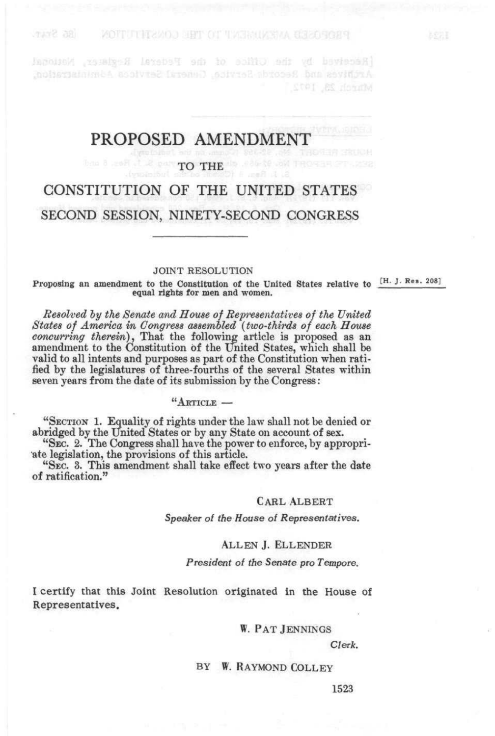# PROPOSED AMENDMENT

## TO THE

# CONSTITUTION OF THE UNITED STATES

## SECOND SESSION, NINETY-SECOND CONGRESS

---

JOINT RESOLUTION

**Proposing an amendment to the Constitution of the United States relative to equal rights for men and women.**

[H. J. Res. 208]

*Resolved by the Senate and House of Representatives of the United States of America in Congress assembled (two-thirds of each House concurring therein)*, That the following article is proposed as an amendment to the Constitution of the United States, which shall be valid to all intents and purposes as part of the Constitution when ratified by the legislatures of three-fourths of the several States within seven years from the date of its submission by the Congress:

"ARTICLE —

"SECTION 1. Equality of rights under the law shall not be denied or abridged by the United States or by any State on account of sex.

"SEC. 2. The Congress shall have the power to enforce, by appropriate legislation, the provisions of this article.

"SEC. 3. This amendment shall take effect two years after the date of ratification."

CARL ALBERT

*Speaker of the House of Representatives.*

ALLEN J. ELLENDER

*President of the Senate pro Tempore.*

I certify that this Joint Resolution originated in the House of Representatives.

W. PAT JENNINGS

*Clerk.*

BY W. RAYMOND COLLEY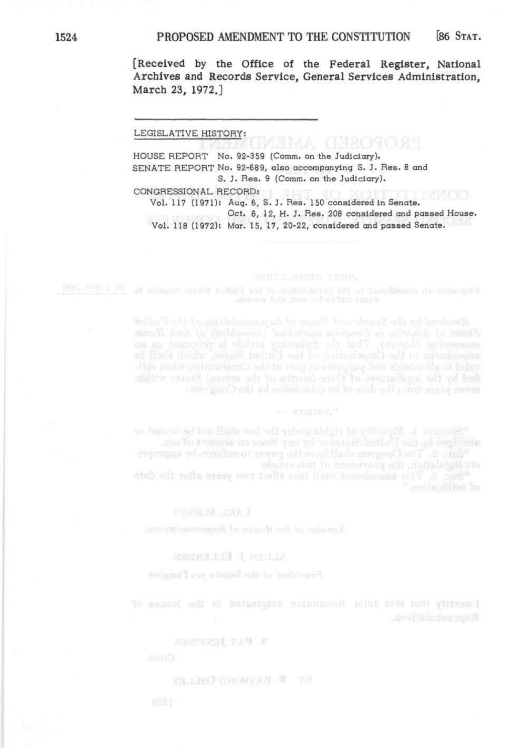[Received by the Office of the Federal Register, National Archives and Records Service, General Services Administration, March 23, 1972.]

LEGISLATIVE HISTORY:

HOUSE REPORT No. 92-359 (Comm. on the Judiciary).
SENATE REPORT No. 92-689, also accompanying S. J. Res. 8 and S. J. Res. 9 (Comm. on the Judiciary).
CONGRESSIONAL RECORD:
Vol. 117 (1971): Aug. 6, S. J. Res. 150 considered in Senate.
Oct. 6, 12, H. J. Res. 208 considered and passed House.
Vol. 118 (1972): Mar. 15, 17, 20-22, considered and passed Senate.